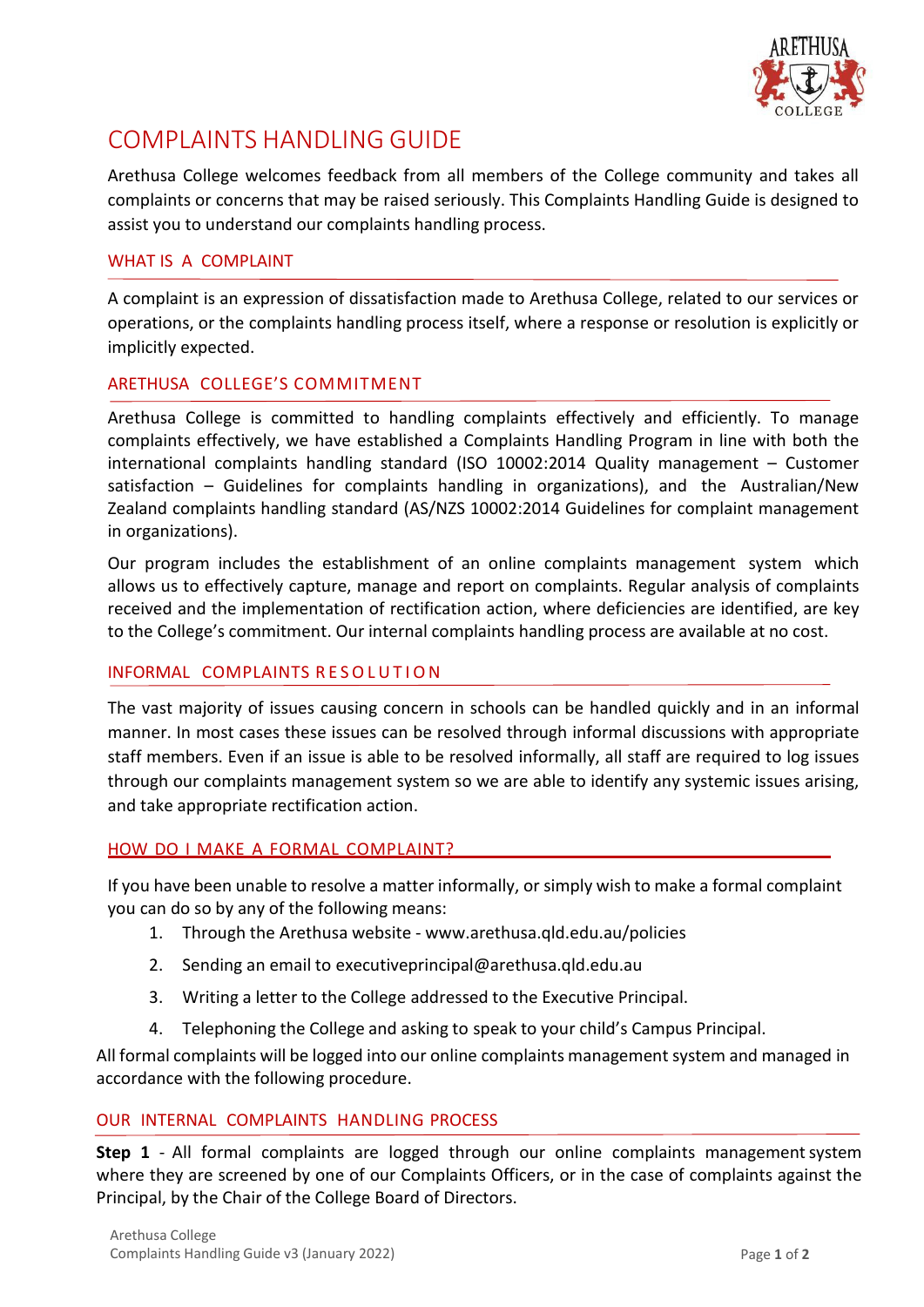# COMPLAINTS HANDLING GUIDE

Arethusa College welcomes feedback from all members of the College community and takes all complaints or concerns that may be raised seriously. This Complaints Handling Guide is designed to assist you to understand our complaints handling process.

## WHAT IS A COMPLAINT

A complaint is an expression of dissatisfaction made to Arethusa College, related to our services or operations, or the complaints handling process itself, where a response or resolution is explicitly or implicitly expected.

## ARETHUSA COLLEGE'S COMMITMENT

Arethusa College is committed to handling complaints effectively and efficiently. To manage complaints effectively, we have established a Complaints Handling Program in line with both the international complaints handling standard (ISO 10002:2014 Quality management – Customer satisfaction – Guidelines for complaints handling in organizations), and the Australian/New Zealand complaints handling standard (AS/NZS 10002:2014 Guidelines for complaint management in organizations).

Our program includes the establishment of an online complaints management system which allows us to effectively capture, manage and report on complaints. Regular analysis of complaints received and the implementation of rectification action, where deficiencies are identified, are key to the College's commitment. Our internal complaints handling process are available at no cost.

## INFORMAL COMPLAINTS RESOLUTION

The vast majority of issues causing concern in schools can be handled quickly and in an informal manner. In most cases these issues can be resolved through informal discussions with appropriate staff members. Even if an issue is able to be resolved informally, all staff are required to log issues through our complaints management system so we are able to identify any systemic issues arising, and take appropriate rectification action.

## HOW DO I MAKE A FORMAL COMPLAINT?

If you have been unable to resolve a matter informally, or simply wish to make a formal complaint you can do so by any of the following means:

1. Through the Arethusa website - www.arethusa.qld.edu.au/policies
2. Sending an email to executiveprincipal@arethusa.qld.edu.au
3. Writing a letter to the College addressed to the Executive Principal.
4. Telephoning the College and asking to speak to your child's Campus Principal.

All formal complaints will be logged into our online complaints management system and managed in accordance with the following procedure.

## OUR INTERNAL COMPLAINTS HANDLING PROCESS

**Step 1** - All formal complaints are logged through our online complaints management system where they are screened by one of our Complaints Officers, or in the case of complaints against the Principal, by the Chair of the College Board of Directors.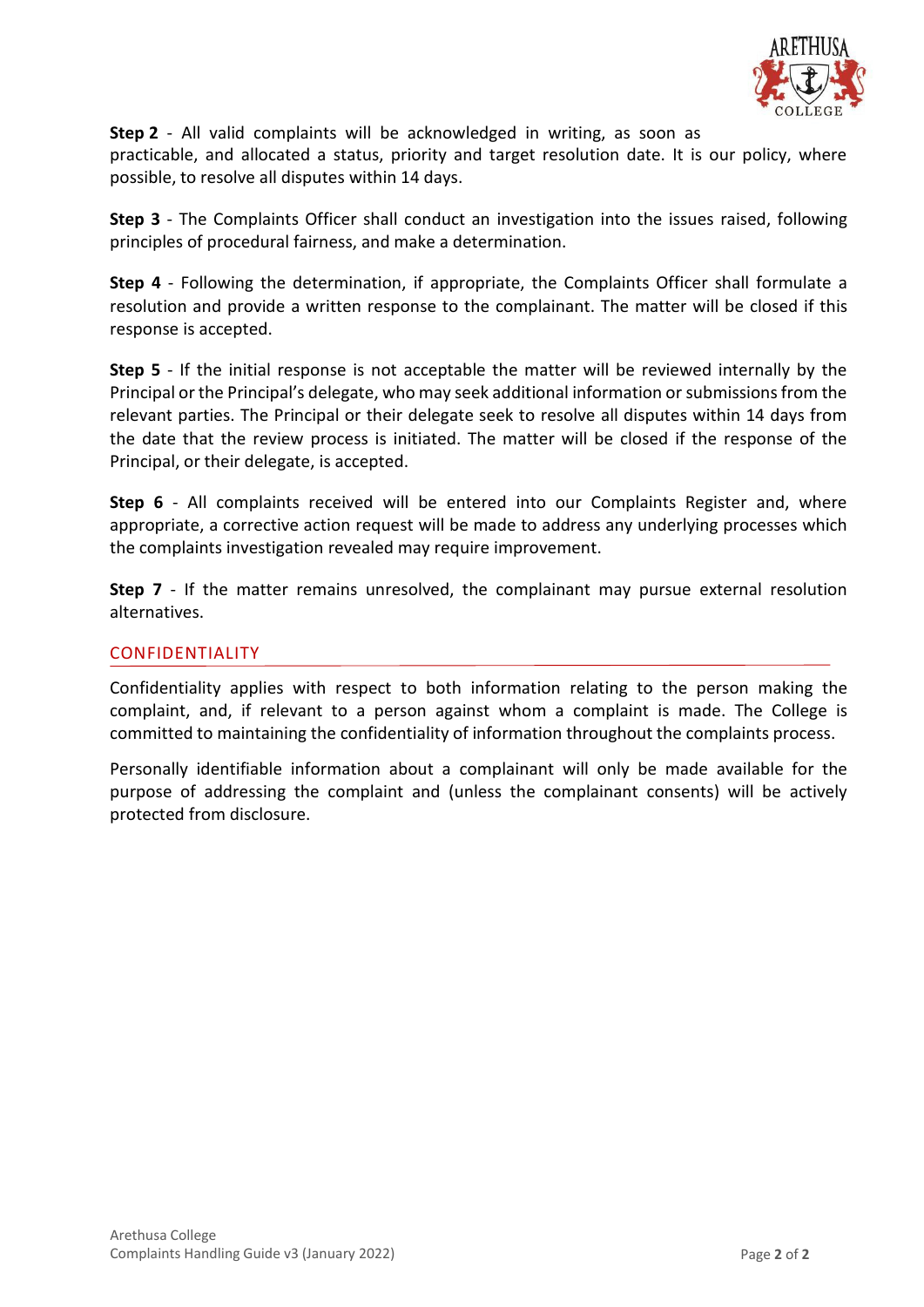**Step 2** - All valid complaints will be acknowledged in writing, as soon as practicable, and allocated a status, priority and target resolution date. It is our policy, where possible, to resolve all disputes within 14 days.

**Step 3** - The Complaints Officer shall conduct an investigation into the issues raised, following principles of procedural fairness, and make a determination.

**Step 4** - Following the determination, if appropriate, the Complaints Officer shall formulate a resolution and provide a written response to the complainant. The matter will be closed if this response is accepted.

**Step 5** - If the initial response is not acceptable the matter will be reviewed internally by the Principal or the Principal's delegate, who may seek additional information or submissions from the relevant parties. The Principal or their delegate seek to resolve all disputes within 14 days from the date that the review process is initiated. The matter will be closed if the response of the Principal, or their delegate, is accepted.

**Step 6** - All complaints received will be entered into our Complaints Register and, where appropriate, a corrective action request will be made to address any underlying processes which the complaints investigation revealed may require improvement.

**Step 7** - If the matter remains unresolved, the complainant may pursue external resolution alternatives.

## CONFIDENTIALITY

Confidentiality applies with respect to both information relating to the person making the complaint, and, if relevant to a person against whom a complaint is made. The College is committed to maintaining the confidentiality of information throughout the complaints process.

Personally identifiable information about a complainant will only be made available for the purpose of addressing the complaint and (unless the complainant consents) will be actively protected from disclosure.